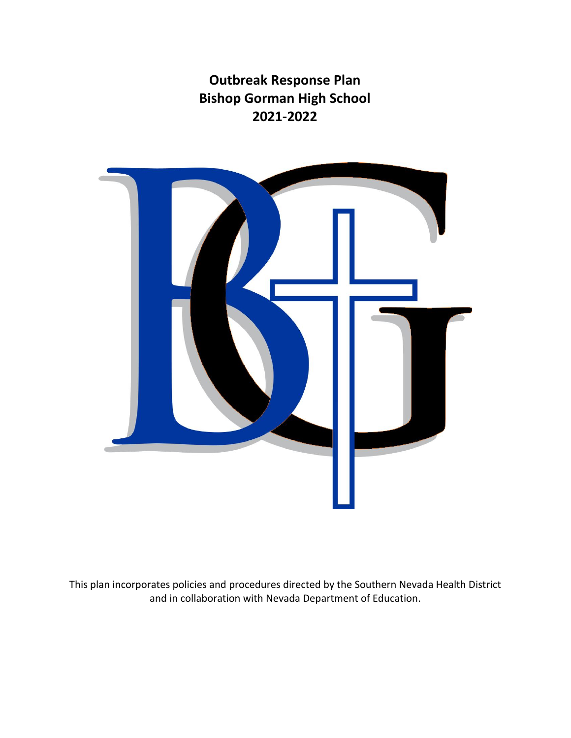# Outbreak Response Plan
# Bishop Gorman High School
# 2021-2022

This plan incorporates policies and procedures directed by the Southern Nevada Health District and in collaboration with Nevada Department of Education.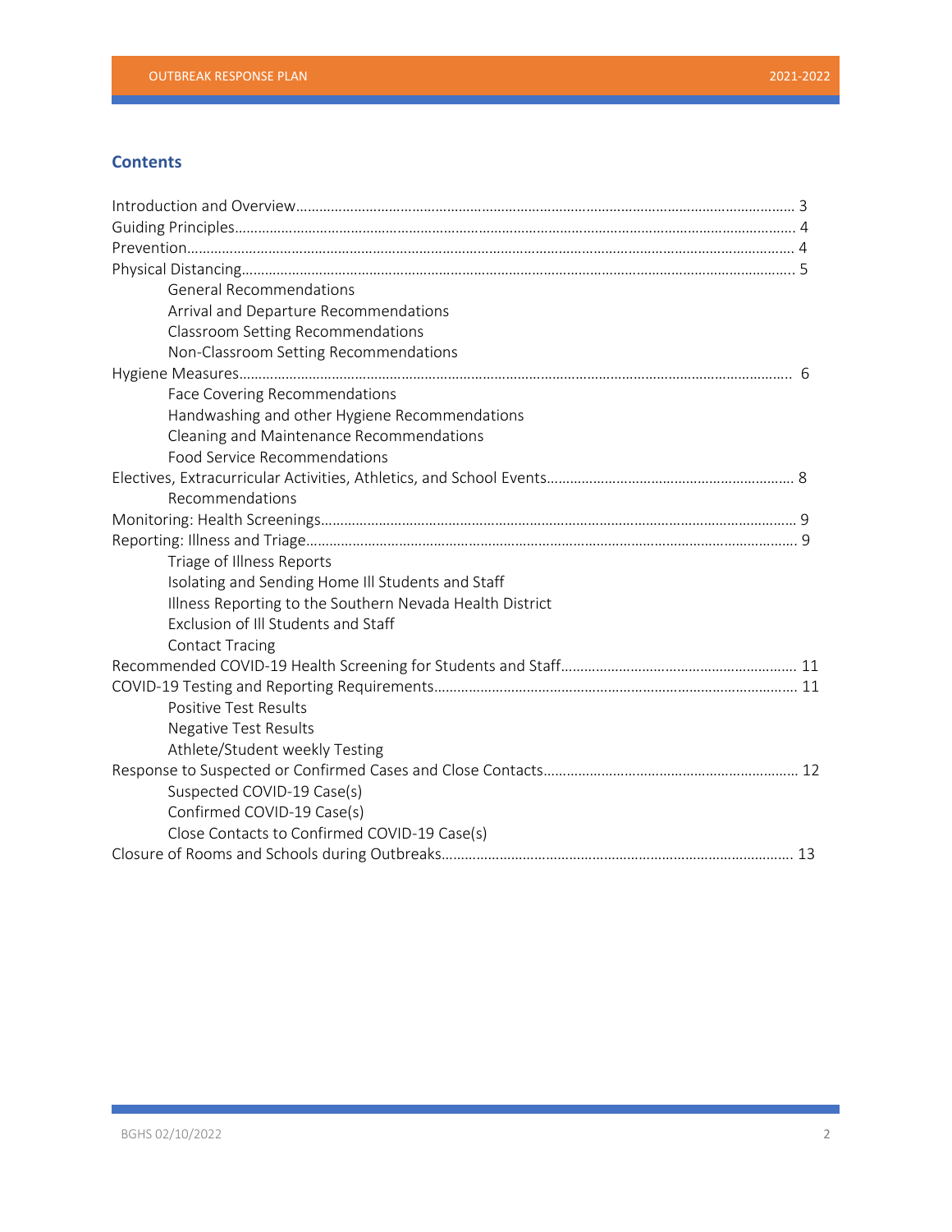## Contents

Introduction and Overview........................................................................................................................ 3
Guiding Principles........................................................................................................................................ 4
Prevention..................................................................................................................................................... 4
Physical Distancing...................................................................................................................................... 5
- General Recommendations
- Arrival and Departure Recommendations
- Classroom Setting Recommendations
- Non-Classroom Setting Recommendations

Hygiene Measures........................................................................................................................................ 6
- Face Covering Recommendations
- Handwashing and other Hygiene Recommendations
- Cleaning and Maintenance Recommendations
- Food Service Recommendations

Electives, Extracurricular Activities, Athletics, and School Events.......................................................... 8
- Recommendations

Monitoring: Health Screenings.................................................................................................................... 9
Reporting: Illness and Triage....................................................................................................................... 9
- Triage of Illness Reports
- Isolating and Sending Home Ill Students and Staff
- Illness Reporting to the Southern Nevada Health District
- Exclusion of Ill Students and Staff
- Contact Tracing

Recommended COVID-19 Health Screening for Students and Staff...................................................... 11
COVID-19 Testing and Reporting Requirements...................................................................................... 11
- Positive Test Results
- Negative Test Results
- Athlete/Student weekly Testing

Response to Suspected or Confirmed Cases and Close Contacts........................................................... 12
- Suspected COVID-19 Case(s)
- Confirmed COVID-19 Case(s)
- Close Contacts to Confirmed COVID-19 Case(s)

Closure of Rooms and Schools during Outbreaks.................................................................................... 13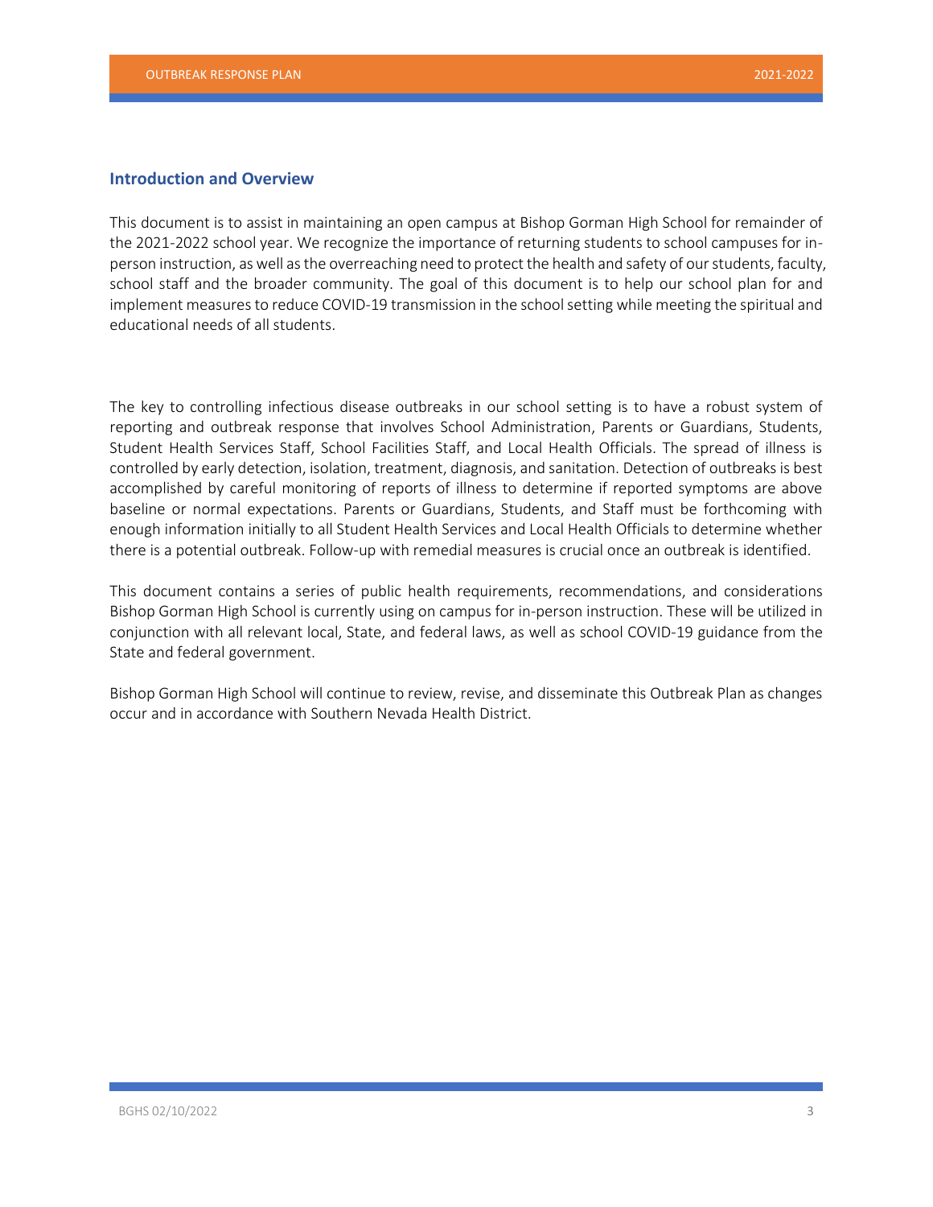## Introduction and Overview

This document is to assist in maintaining an open campus at Bishop Gorman High School for remainder of the 2021-2022 school year. We recognize the importance of returning students to school campuses for in-person instruction, as well as the overreaching need to protect the health and safety of our students, faculty, school staff and the broader community. The goal of this document is to help our school plan for and implement measures to reduce COVID-19 transmission in the school setting while meeting the spiritual and educational needs of all students.

The key to controlling infectious disease outbreaks in our school setting is to have a robust system of reporting and outbreak response that involves School Administration, Parents or Guardians, Students, Student Health Services Staff, School Facilities Staff, and Local Health Officials. The spread of illness is controlled by early detection, isolation, treatment, diagnosis, and sanitation. Detection of outbreaks is best accomplished by careful monitoring of reports of illness to determine if reported symptoms are above baseline or normal expectations. Parents or Guardians, Students, and Staff must be forthcoming with enough information initially to all Student Health Services and Local Health Officials to determine whether there is a potential outbreak. Follow-up with remedial measures is crucial once an outbreak is identified.

This document contains a series of public health requirements, recommendations, and considerations Bishop Gorman High School is currently using on campus for in-person instruction. These will be utilized in conjunction with all relevant local, State, and federal laws, as well as school COVID-19 guidance from the State and federal government.

Bishop Gorman High School will continue to review, revise, and disseminate this Outbreak Plan as changes occur and in accordance with Southern Nevada Health District.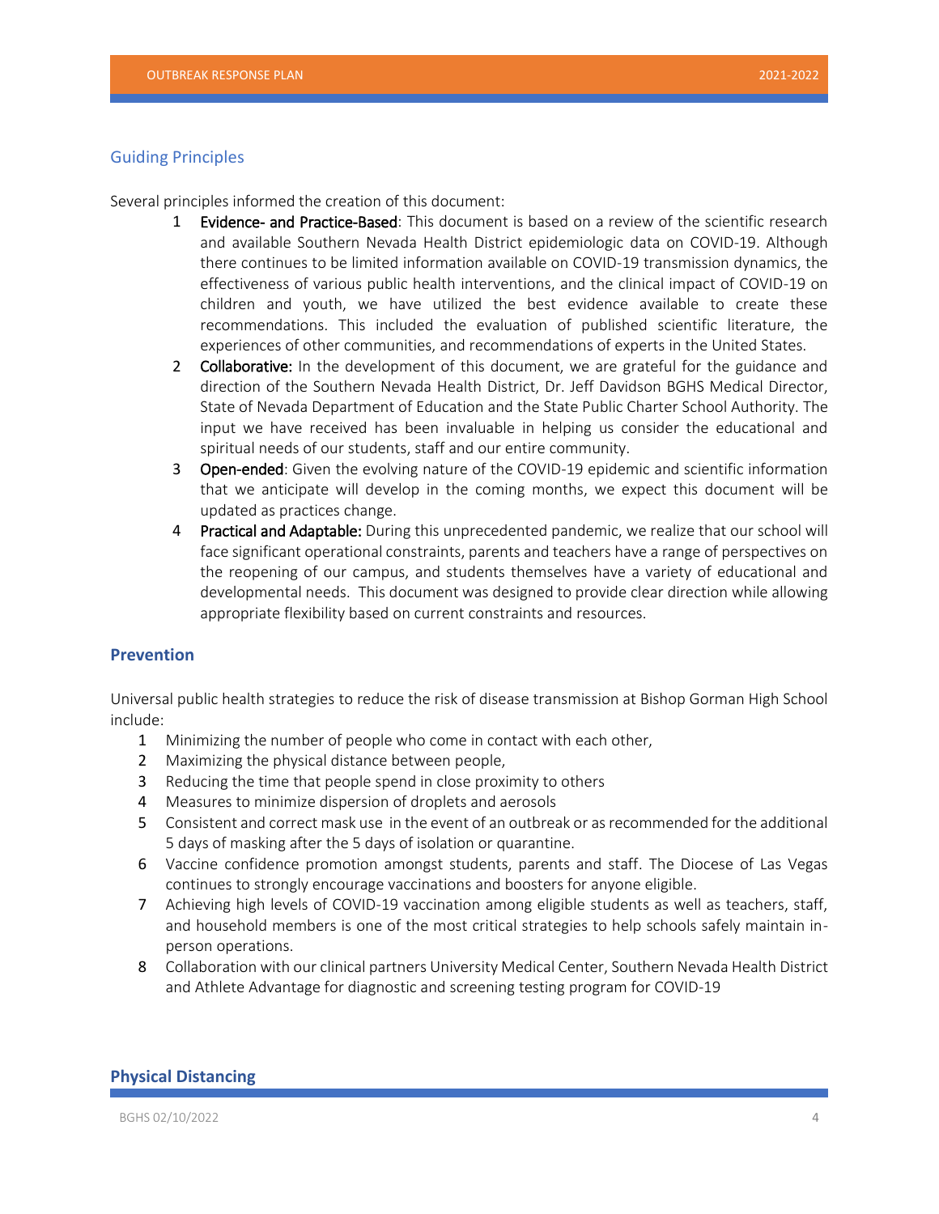## Guiding Principles

Several principles informed the creation of this document:

1. **Evidence- and Practice-Based**: This document is based on a review of the scientific research and available Southern Nevada Health District epidemiologic data on COVID-19. Although there continues to be limited information available on COVID-19 transmission dynamics, the effectiveness of various public health interventions, and the clinical impact of COVID-19 on children and youth, we have utilized the best evidence available to create these recommendations. This included the evaluation of published scientific literature, the experiences of other communities, and recommendations of experts in the United States.
2. **Collaborative:** In the development of this document, we are grateful for the guidance and direction of the Southern Nevada Health District, Dr. Jeff Davidson BGHS Medical Director, State of Nevada Department of Education and the State Public Charter School Authority. The input we have received has been invaluable in helping us consider the educational and spiritual needs of our students, staff and our entire community.
3. **Open-ended**: Given the evolving nature of the COVID-19 epidemic and scientific information that we anticipate will develop in the coming months, we expect this document will be updated as practices change.
4. **Practical and Adaptable:** During this unprecedented pandemic, we realize that our school will face significant operational constraints, parents and teachers have a range of perspectives on the reopening of our campus, and students themselves have a variety of educational and developmental needs. This document was designed to provide clear direction while allowing appropriate flexibility based on current constraints and resources.

## Prevention

Universal public health strategies to reduce the risk of disease transmission at Bishop Gorman High School include:

1. Minimizing the number of people who come in contact with each other,
2. Maximizing the physical distance between people,
3. Reducing the time that people spend in close proximity to others
4. Measures to minimize dispersion of droplets and aerosols
5. Consistent and correct mask use in the event of an outbreak or as recommended for the additional 5 days of masking after the 5 days of isolation or quarantine.
6. Vaccine confidence promotion amongst students, parents and staff. The Diocese of Las Vegas continues to strongly encourage vaccinations and boosters for anyone eligible.
7. Achieving high levels of COVID-19 vaccination among eligible students as well as teachers, staff, and household members is one of the most critical strategies to help schools safely maintain in-person operations.
8. Collaboration with our clinical partners University Medical Center, Southern Nevada Health District and Athlete Advantage for diagnostic and screening testing program for COVID-19

## Physical Distancing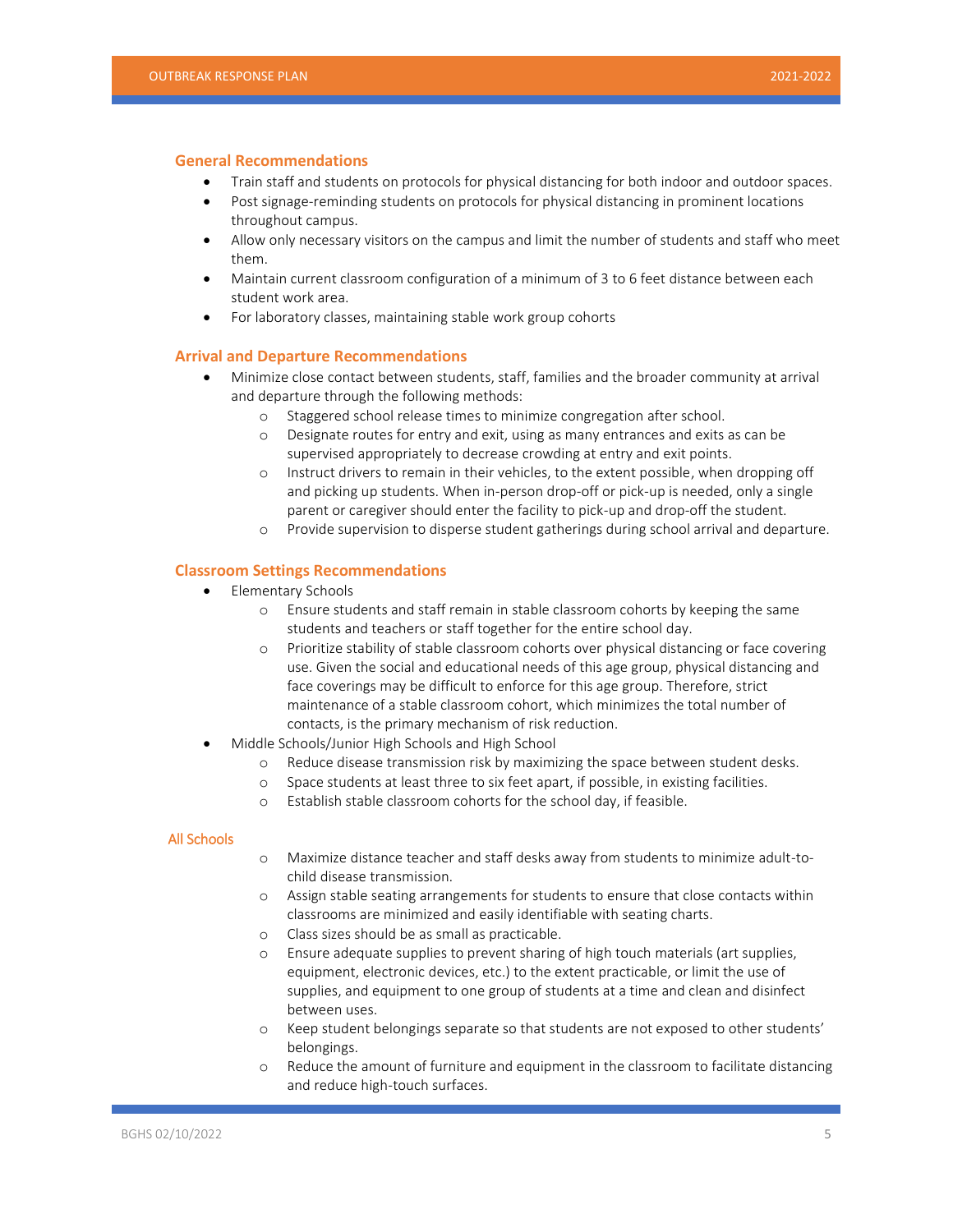## General Recommendations

- Train staff and students on protocols for physical distancing for both indoor and outdoor spaces.
- Post signage-reminding students on protocols for physical distancing in prominent locations throughout campus.
- Allow only necessary visitors on the campus and limit the number of students and staff who meet them.
- Maintain current classroom configuration of a minimum of 3 to 6 feet distance between each student work area.
- For laboratory classes, maintaining stable work group cohorts

## Arrival and Departure Recommendations

- Minimize close contact between students, staff, families and the broader community at arrival and departure through the following methods:
  - Staggered school release times to minimize congregation after school.
  - Designate routes for entry and exit, using as many entrances and exits as can be supervised appropriately to decrease crowding at entry and exit points.
  - Instruct drivers to remain in their vehicles, to the extent possible, when dropping off and picking up students. When in-person drop-off or pick-up is needed, only a single parent or caregiver should enter the facility to pick-up and drop-off the student.
  - Provide supervision to disperse student gatherings during school arrival and departure.

## Classroom Settings Recommendations

- Elementary Schools
  - Ensure students and staff remain in stable classroom cohorts by keeping the same students and teachers or staff together for the entire school day.
  - Prioritize stability of stable classroom cohorts over physical distancing or face covering use. Given the social and educational needs of this age group, physical distancing and face coverings may be difficult to enforce for this age group. Therefore, strict maintenance of a stable classroom cohort, which minimizes the total number of contacts, is the primary mechanism of risk reduction.
- Middle Schools/Junior High Schools and High School
  - Reduce disease transmission risk by maximizing the space between student desks.
  - Space students at least three to six feet apart, if possible, in existing facilities.
  - Establish stable classroom cohorts for the school day, if feasible.

### All Schools

- Maximize distance teacher and staff desks away from students to minimize adult-to-child disease transmission.
- Assign stable seating arrangements for students to ensure that close contacts within classrooms are minimized and easily identifiable with seating charts.
- Class sizes should be as small as practicable.
- Ensure adequate supplies to prevent sharing of high touch materials (art supplies, equipment, electronic devices, etc.) to the extent practicable, or limit the use of supplies, and equipment to one group of students at a time and clean and disinfect between uses.
- Keep student belongings separate so that students are not exposed to other students' belongings.
- Reduce the amount of furniture and equipment in the classroom to facilitate distancing and reduce high-touch surfaces.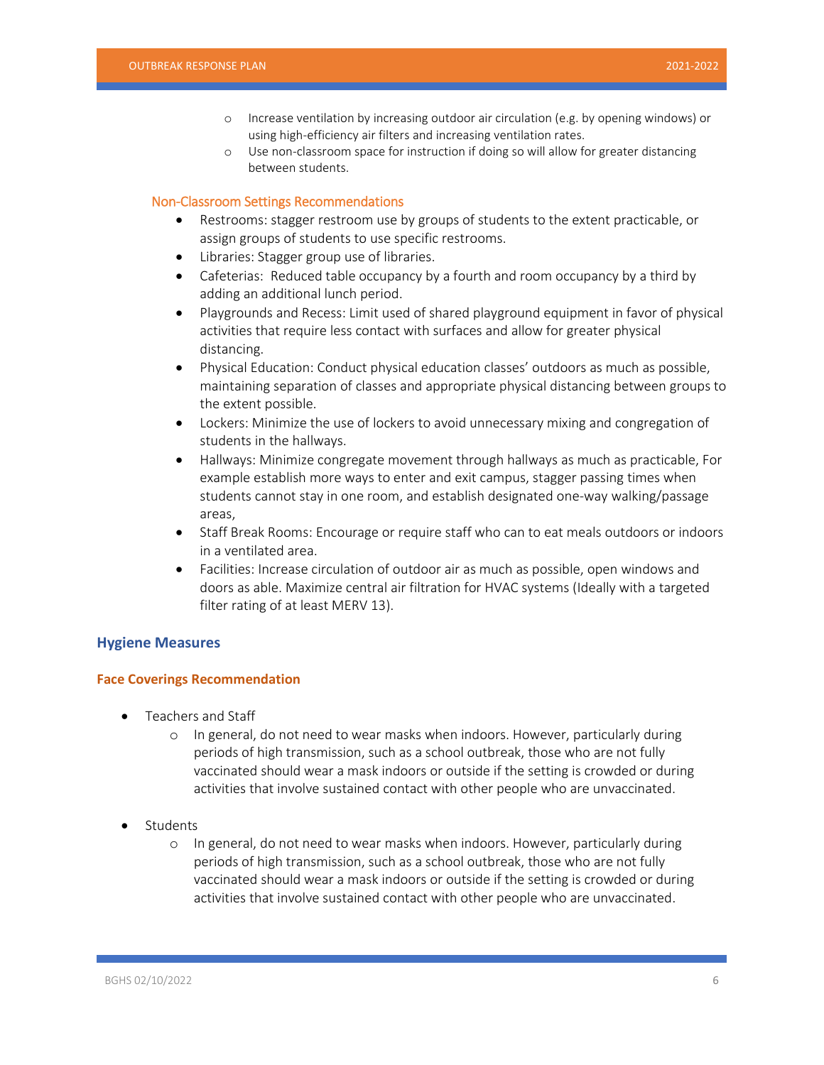- Increase ventilation by increasing outdoor air circulation (e.g. by opening windows) or using high-efficiency air filters and increasing ventilation rates.
- Use non-classroom space for instruction if doing so will allow for greater distancing between students.

### Non-Classroom Settings Recommendations

- Restrooms: stagger restroom use by groups of students to the extent practicable, or assign groups of students to use specific restrooms.
- Libraries: Stagger group use of libraries.
- Cafeterias: Reduced table occupancy by a fourth and room occupancy by a third by adding an additional lunch period.
- Playgrounds and Recess: Limit used of shared playground equipment in favor of physical activities that require less contact with surfaces and allow for greater physical distancing.
- Physical Education: Conduct physical education classes' outdoors as much as possible, maintaining separation of classes and appropriate physical distancing between groups to the extent possible.
- Lockers: Minimize the use of lockers to avoid unnecessary mixing and congregation of students in the hallways.
- Hallways: Minimize congregate movement through hallways as much as practicable, For example establish more ways to enter and exit campus, stagger passing times when students cannot stay in one room, and establish designated one-way walking/passage areas,
- Staff Break Rooms: Encourage or require staff who can to eat meals outdoors or indoors in a ventilated area.
- Facilities: Increase circulation of outdoor air as much as possible, open windows and doors as able. Maximize central air filtration for HVAC systems (Ideally with a targeted filter rating of at least MERV 13).

## Hygiene Measures

### Face Coverings Recommendation

- Teachers and Staff
  - In general, do not need to wear masks when indoors. However, particularly during periods of high transmission, such as a school outbreak, those who are not fully vaccinated should wear a mask indoors or outside if the setting is crowded or during activities that involve sustained contact with other people who are unvaccinated.

- Students
  - In general, do not need to wear masks when indoors. However, particularly during periods of high transmission, such as a school outbreak, those who are not fully vaccinated should wear a mask indoors or outside if the setting is crowded or during activities that involve sustained contact with other people who are unvaccinated.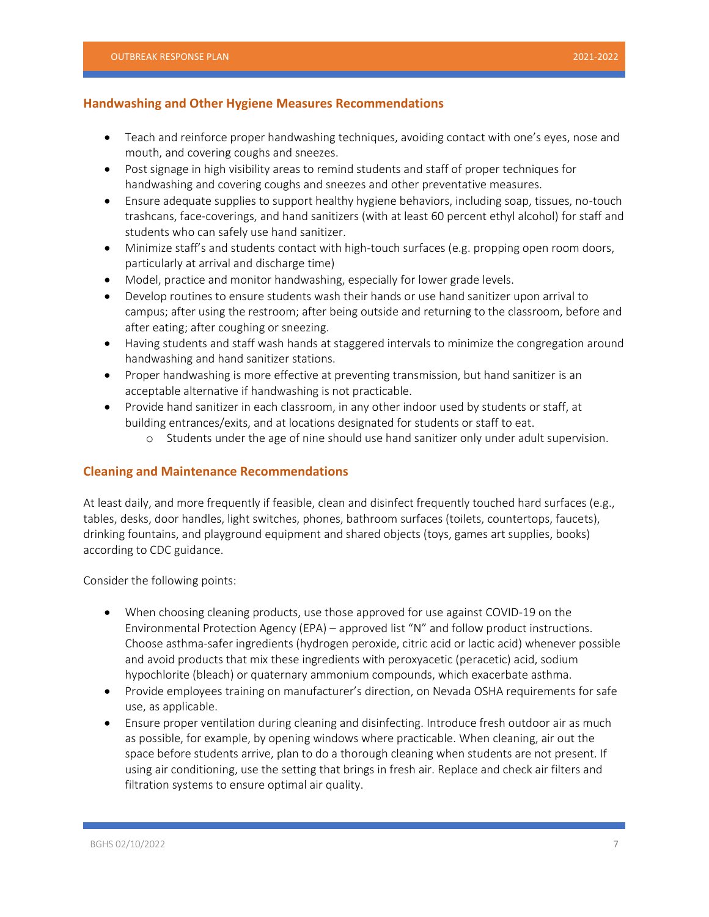## Handwashing and Other Hygiene Measures Recommendations

- Teach and reinforce proper handwashing techniques, avoiding contact with one's eyes, nose and mouth, and covering coughs and sneezes.
- Post signage in high visibility areas to remind students and staff of proper techniques for handwashing and covering coughs and sneezes and other preventative measures.
- Ensure adequate supplies to support healthy hygiene behaviors, including soap, tissues, no-touch trashcans, face-coverings, and hand sanitizers (with at least 60 percent ethyl alcohol) for staff and students who can safely use hand sanitizer.
- Minimize staff's and students contact with high-touch surfaces (e.g. propping open room doors, particularly at arrival and discharge time)
- Model, practice and monitor handwashing, especially for lower grade levels.
- Develop routines to ensure students wash their hands or use hand sanitizer upon arrival to campus; after using the restroom; after being outside and returning to the classroom, before and after eating; after coughing or sneezing.
- Having students and staff wash hands at staggered intervals to minimize the congregation around handwashing and hand sanitizer stations.
- Proper handwashing is more effective at preventing transmission, but hand sanitizer is an acceptable alternative if handwashing is not practicable.
- Provide hand sanitizer in each classroom, in any other indoor used by students or staff, at building entrances/exits, and at locations designated for students or staff to eat.
  - Students under the age of nine should use hand sanitizer only under adult supervision.

## Cleaning and Maintenance Recommendations

At least daily, and more frequently if feasible, clean and disinfect frequently touched hard surfaces (e.g., tables, desks, door handles, light switches, phones, bathroom surfaces (toilets, countertops, faucets), drinking fountains, and playground equipment and shared objects (toys, games art supplies, books) according to CDC guidance.

Consider the following points:

- When choosing cleaning products, use those approved for use against COVID-19 on the Environmental Protection Agency (EPA) – approved list "N" and follow product instructions. Choose asthma-safer ingredients (hydrogen peroxide, citric acid or lactic acid) whenever possible and avoid products that mix these ingredients with peroxyacetic (peracetic) acid, sodium hypochlorite (bleach) or quaternary ammonium compounds, which exacerbate asthma.
- Provide employees training on manufacturer's direction, on Nevada OSHA requirements for safe use, as applicable.
- Ensure proper ventilation during cleaning and disinfecting. Introduce fresh outdoor air as much as possible, for example, by opening windows where practicable. When cleaning, air out the space before students arrive, plan to do a thorough cleaning when students are not present. If using air conditioning, use the setting that brings in fresh air. Replace and check air filters and filtration systems to ensure optimal air quality.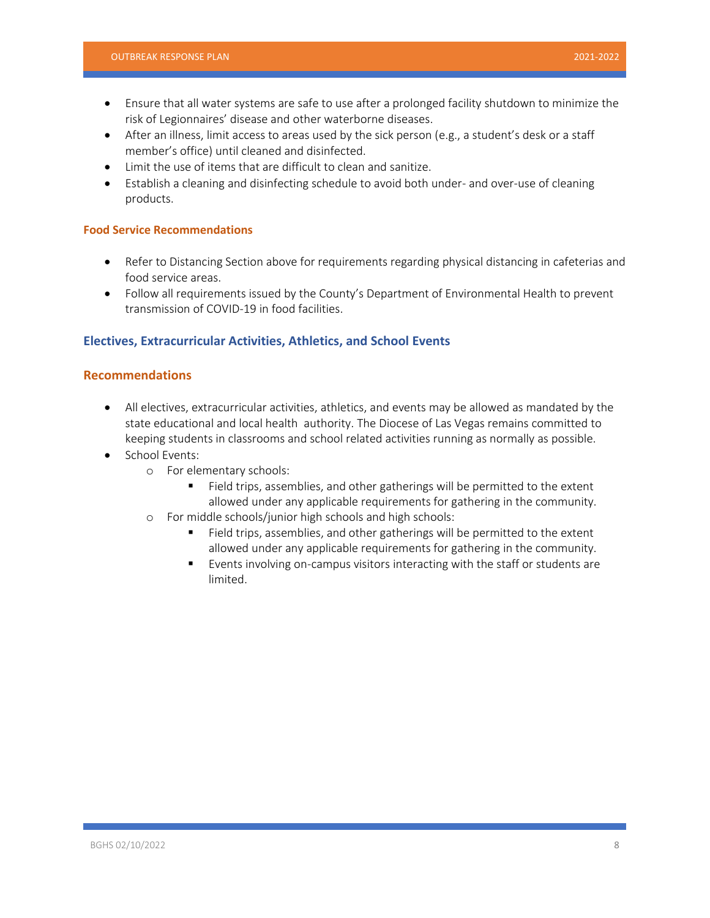- Ensure that all water systems are safe to use after a prolonged facility shutdown to minimize the risk of Legionnaires' disease and other waterborne diseases.
- After an illness, limit access to areas used by the sick person (e.g., a student's desk or a staff member's office) until cleaned and disinfected.
- Limit the use of items that are difficult to clean and sanitize.
- Establish a cleaning and disinfecting schedule to avoid both under- and over-use of cleaning products.

### Food Service Recommendations

- Refer to Distancing Section above for requirements regarding physical distancing in cafeterias and food service areas.
- Follow all requirements issued by the County's Department of Environmental Health to prevent transmission of COVID-19 in food facilities.

## Electives, Extracurricular Activities, Athletics, and School Events

### Recommendations

- All electives, extracurricular activities, athletics, and events may be allowed as mandated by the state educational and local health authority. The Diocese of Las Vegas remains committed to keeping students in classrooms and school related activities running as normally as possible.
- School Events:
  - For elementary schools:
    - Field trips, assemblies, and other gatherings will be permitted to the extent allowed under any applicable requirements for gathering in the community.
  - For middle schools/junior high schools and high schools:
    - Field trips, assemblies, and other gatherings will be permitted to the extent allowed under any applicable requirements for gathering in the community.
    - Events involving on-campus visitors interacting with the staff or students are limited.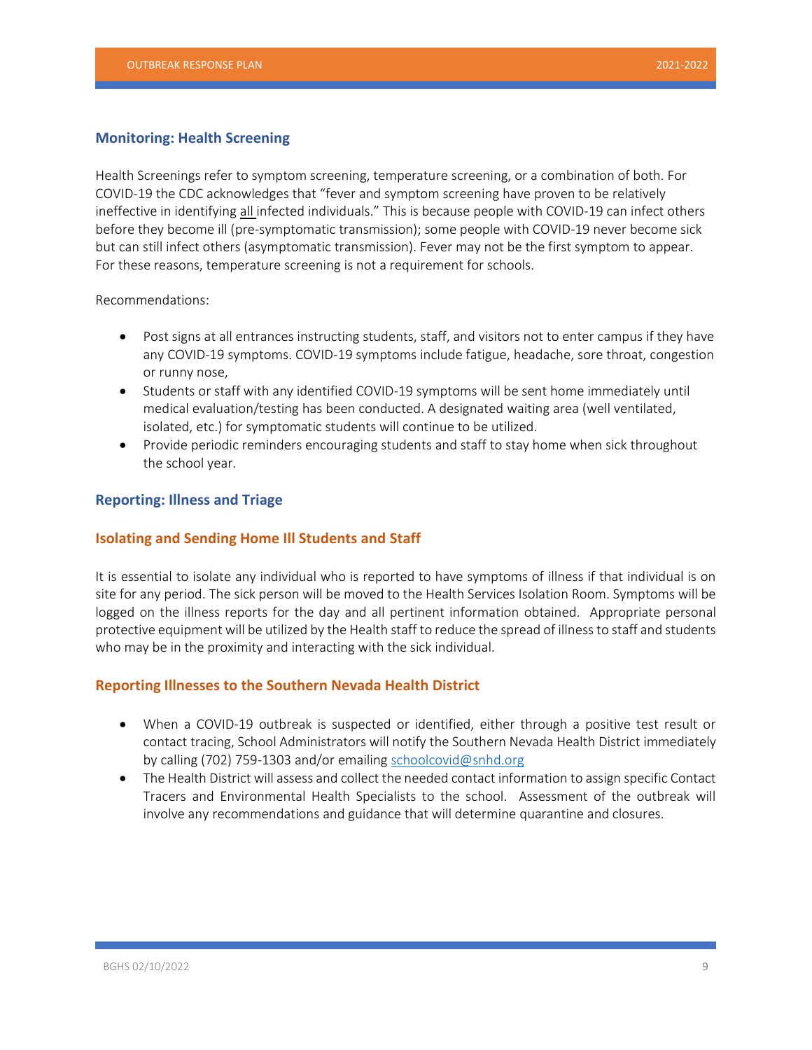## Monitoring: Health Screening

Health Screenings refer to symptom screening, temperature screening, or a combination of both. For COVID-19 the CDC acknowledges that "fever and symptom screening have proven to be relatively ineffective in identifying <u>all</u> infected individuals." This is because people with COVID-19 can infect others before they become ill (pre-symptomatic transmission); some people with COVID-19 never become sick but can still infect others (asymptomatic transmission). Fever may not be the first symptom to appear. For these reasons, temperature screening is not a requirement for schools.

Recommendations:

- Post signs at all entrances instructing students, staff, and visitors not to enter campus if they have any COVID-19 symptoms. COVID-19 symptoms include fatigue, headache, sore throat, congestion or runny nose,
- Students or staff with any identified COVID-19 symptoms will be sent home immediately until medical evaluation/testing has been conducted. A designated waiting area (well ventilated, isolated, etc.) for symptomatic students will continue to be utilized.
- Provide periodic reminders encouraging students and staff to stay home when sick throughout the school year.

## Reporting: Illness and Triage

### Isolating and Sending Home Ill Students and Staff

It is essential to isolate any individual who is reported to have symptoms of illness if that individual is on site for any period. The sick person will be moved to the Health Services Isolation Room. Symptoms will be logged on the illness reports for the day and all pertinent information obtained. Appropriate personal protective equipment will be utilized by the Health staff to reduce the spread of illness to staff and students who may be in the proximity and interacting with the sick individual.

### Reporting Illnesses to the Southern Nevada Health District

- When a COVID-19 outbreak is suspected or identified, either through a positive test result or contact tracing, School Administrators will notify the Southern Nevada Health District immediately by calling (702) 759-1303 and/or emailing schoolcovid@snhd.org
- The Health District will assess and collect the needed contact information to assign specific Contact Tracers and Environmental Health Specialists to the school. Assessment of the outbreak will involve any recommendations and guidance that will determine quarantine and closures.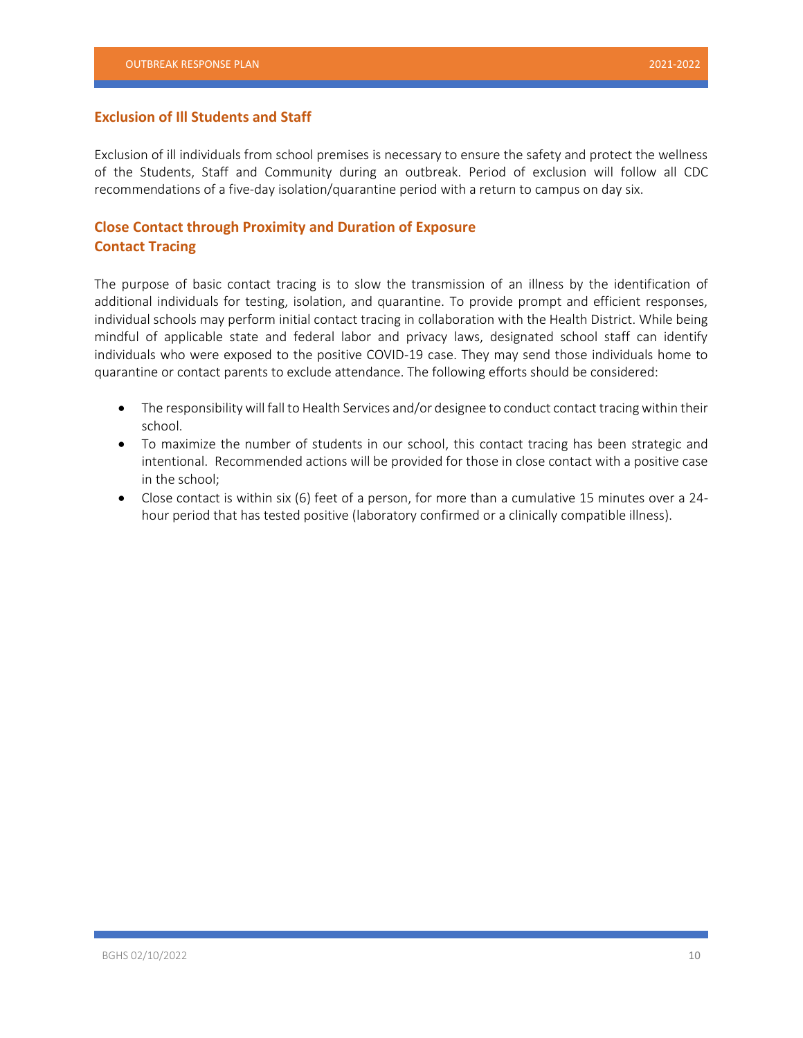## Exclusion of Ill Students and Staff

Exclusion of ill individuals from school premises is necessary to ensure the safety and protect the wellness of the Students, Staff and Community during an outbreak. Period of exclusion will follow all CDC recommendations of a five-day isolation/quarantine period with a return to campus on day six.

## Close Contact through Proximity and Duration of Exposure
## Contact Tracing

The purpose of basic contact tracing is to slow the transmission of an illness by the identification of additional individuals for testing, isolation, and quarantine. To provide prompt and efficient responses, individual schools may perform initial contact tracing in collaboration with the Health District. While being mindful of applicable state and federal labor and privacy laws, designated school staff can identify individuals who were exposed to the positive COVID-19 case. They may send those individuals home to quarantine or contact parents to exclude attendance. The following efforts should be considered:

- The responsibility will fall to Health Services and/or designee to conduct contact tracing within their school.
- To maximize the number of students in our school, this contact tracing has been strategic and intentional. Recommended actions will be provided for those in close contact with a positive case in the school;
- Close contact is within six (6) feet of a person, for more than a cumulative 15 minutes over a 24-hour period that has tested positive (laboratory confirmed or a clinically compatible illness).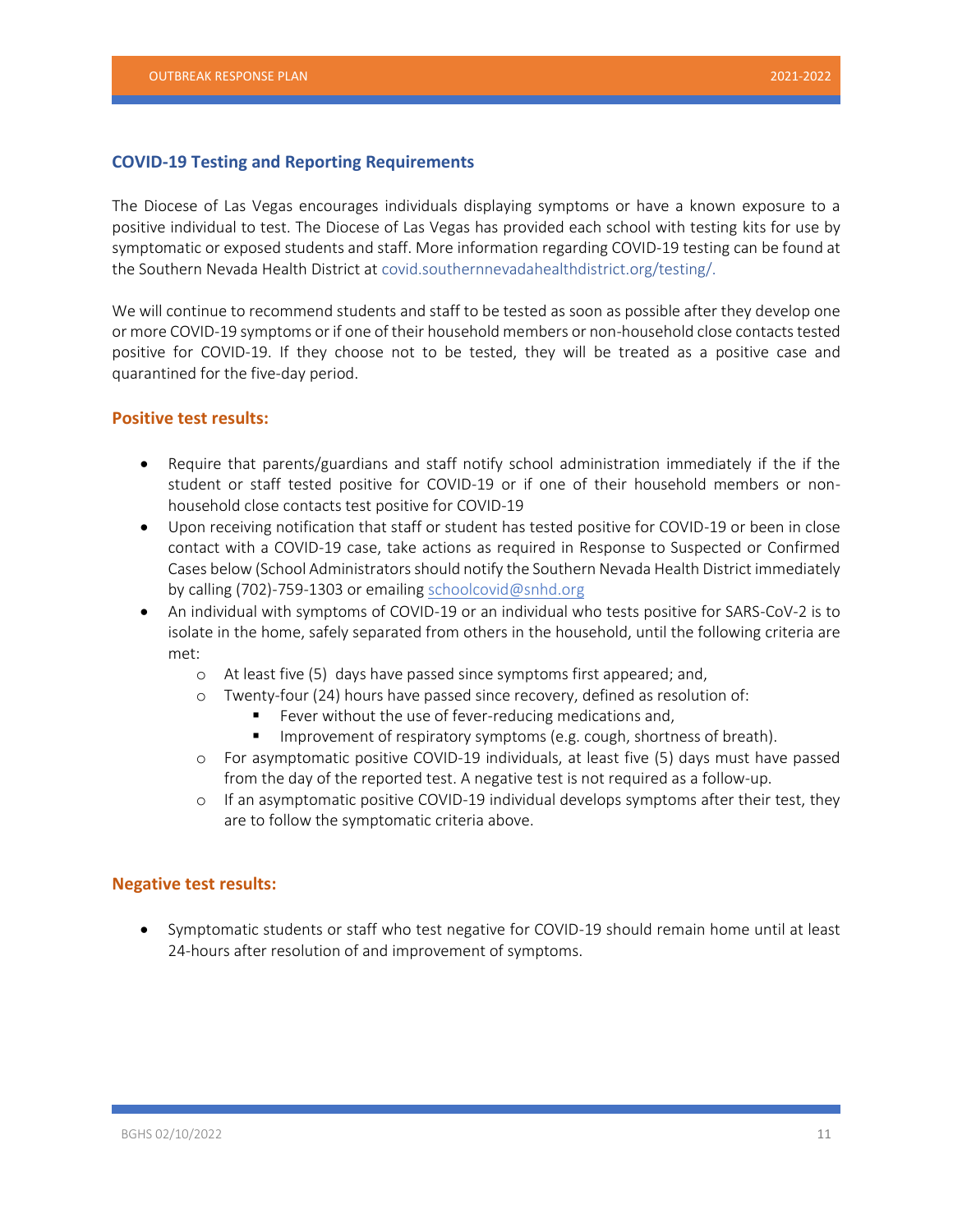## COVID-19 Testing and Reporting Requirements

The Diocese of Las Vegas encourages individuals displaying symptoms or have a known exposure to a positive individual to test. The Diocese of Las Vegas has provided each school with testing kits for use by symptomatic or exposed students and staff. More information regarding COVID-19 testing can be found at the Southern Nevada Health District at covid.southernnevadahealthdistrict.org/testing/.

We will continue to recommend students and staff to be tested as soon as possible after they develop one or more COVID-19 symptoms or if one of their household members or non-household close contacts tested positive for COVID-19. If they choose not to be tested, they will be treated as a positive case and quarantined for the five-day period.

### Positive test results:

- Require that parents/guardians and staff notify school administration immediately if the if the student or staff tested positive for COVID-19 or if one of their household members or non-household close contacts test positive for COVID-19
- Upon receiving notification that staff or student has tested positive for COVID-19 or been in close contact with a COVID-19 case, take actions as required in Response to Suspected or Confirmed Cases below (School Administrators should notify the Southern Nevada Health District immediately by calling (702)-759-1303 or emailing schoolcovid@snhd.org
- An individual with symptoms of COVID-19 or an individual who tests positive for SARS-CoV-2 is to isolate in the home, safely separated from others in the household, until the following criteria are met:
  - At least five (5) days have passed since symptoms first appeared; and,
  - Twenty-four (24) hours have passed since recovery, defined as resolution of:
    - Fever without the use of fever-reducing medications and,
    - Improvement of respiratory symptoms (e.g. cough, shortness of breath).
  - For asymptomatic positive COVID-19 individuals, at least five (5) days must have passed from the day of the reported test. A negative test is not required as a follow-up.
  - If an asymptomatic positive COVID-19 individual develops symptoms after their test, they are to follow the symptomatic criteria above.

### Negative test results:

- Symptomatic students or staff who test negative for COVID-19 should remain home until at least 24-hours after resolution of and improvement of symptoms.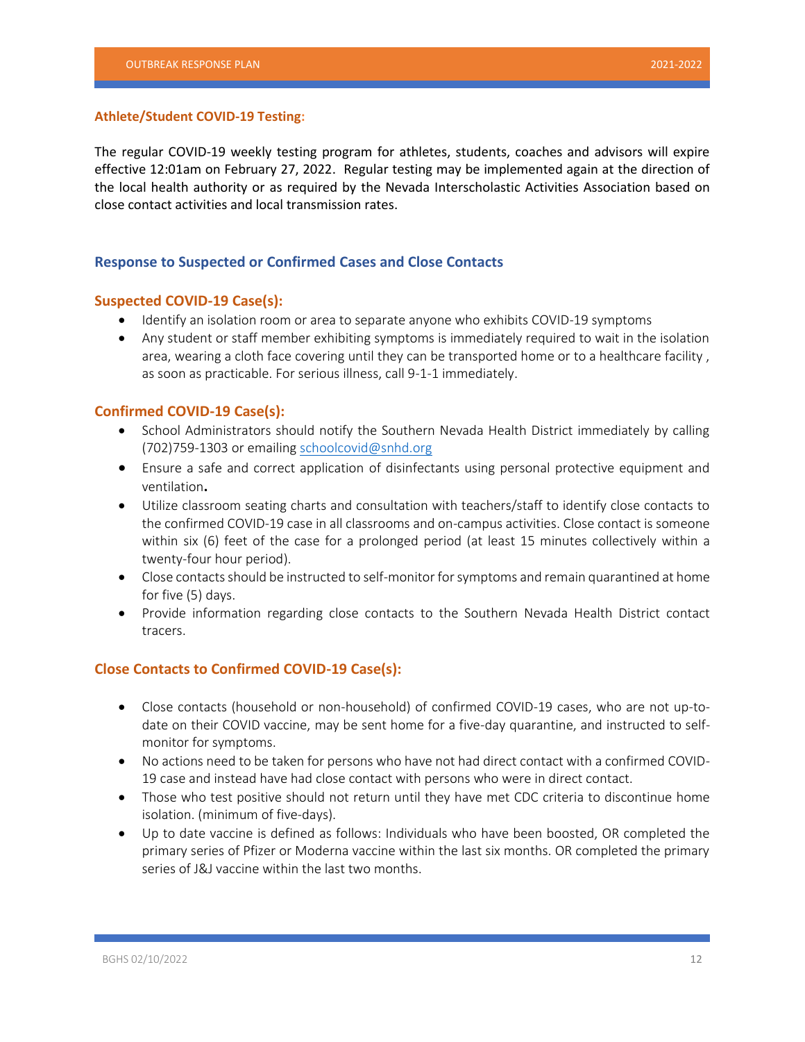**Athlete/Student COVID-19 Testing:**

The regular COVID-19 weekly testing program for athletes, students, coaches and advisors will expire effective 12:01am on February 27, 2022. Regular testing may be implemented again at the direction of the local health authority or as required by the Nevada Interscholastic Activities Association based on close contact activities and local transmission rates.

## Response to Suspected or Confirmed Cases and Close Contacts

### Suspected COVID-19 Case(s):

- Identify an isolation room or area to separate anyone who exhibits COVID-19 symptoms
- Any student or staff member exhibiting symptoms is immediately required to wait in the isolation area, wearing a cloth face covering until they can be transported home or to a healthcare facility , as soon as practicable. For serious illness, call 9-1-1 immediately.

### Confirmed COVID-19 Case(s):

- School Administrators should notify the Southern Nevada Health District immediately by calling (702)759-1303 or emailing schoolcovid@snhd.org
- Ensure a safe and correct application of disinfectants using personal protective equipment and ventilation**.**
- Utilize classroom seating charts and consultation with teachers/staff to identify close contacts to the confirmed COVID-19 case in all classrooms and on-campus activities. Close contact is someone within six (6) feet of the case for a prolonged period (at least 15 minutes collectively within a twenty-four hour period).
- Close contacts should be instructed to self-monitor for symptoms and remain quarantined at home for five (5) days.
- Provide information regarding close contacts to the Southern Nevada Health District contact tracers.

### Close Contacts to Confirmed COVID-19 Case(s):

- Close contacts (household or non-household) of confirmed COVID-19 cases, who are not up-to-date on their COVID vaccine, may be sent home for a five-day quarantine, and instructed to self-monitor for symptoms.
- No actions need to be taken for persons who have not had direct contact with a confirmed COVID-19 case and instead have had close contact with persons who were in direct contact.
- Those who test positive should not return until they have met CDC criteria to discontinue home isolation. (minimum of five-days).
- Up to date vaccine is defined as follows: Individuals who have been boosted, OR completed the primary series of Pfizer or Moderna vaccine within the last six months. OR completed the primary series of J&J vaccine within the last two months.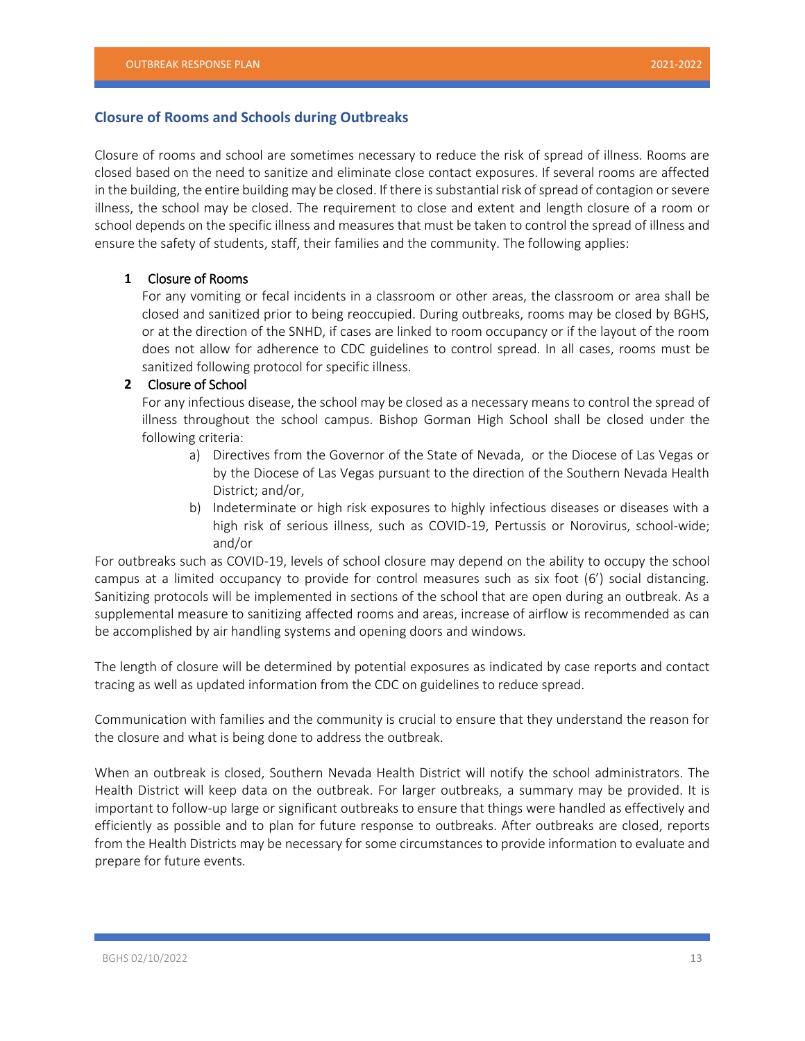## Closure of Rooms and Schools during Outbreaks

Closure of rooms and school are sometimes necessary to reduce the risk of spread of illness. Rooms are closed based on the need to sanitize and eliminate close contact exposures. If several rooms are affected in the building, the entire building may be closed. If there is substantial risk of spread of contagion or severe illness, the school may be closed. The requirement to close and extent and length closure of a room or school depends on the specific illness and measures that must be taken to control the spread of illness and ensure the safety of students, staff, their families and the community. The following applies:

1. Closure of Rooms

   For any vomiting or fecal incidents in a classroom or other areas, the classroom or area shall be closed and sanitized prior to being reoccupied. During outbreaks, rooms may be closed by BGHS, or at the direction of the SNHD, if cases are linked to room occupancy or if the layout of the room does not allow for adherence to CDC guidelines to control spread. In all cases, rooms must be sanitized following protocol for specific illness.

2. Closure of School

   For any infectious disease, the school may be closed as a necessary means to control the spread of illness throughout the school campus. Bishop Gorman High School shall be closed under the following criteria:

   a) Directives from the Governor of the State of Nevada, or the Diocese of Las Vegas or by the Diocese of Las Vegas pursuant to the direction of the Southern Nevada Health District; and/or,
   b) Indeterminate or high risk exposures to highly infectious diseases or diseases with a high risk of serious illness, such as COVID-19, Pertussis or Norovirus, school-wide; and/or

For outbreaks such as COVID-19, levels of school closure may depend on the ability to occupy the school campus at a limited occupancy to provide for control measures such as six foot (6') social distancing. Sanitizing protocols will be implemented in sections of the school that are open during an outbreak. As a supplemental measure to sanitizing affected rooms and areas, increase of airflow is recommended as can be accomplished by air handling systems and opening doors and windows.

The length of closure will be determined by potential exposures as indicated by case reports and contact tracing as well as updated information from the CDC on guidelines to reduce spread.

Communication with families and the community is crucial to ensure that they understand the reason for the closure and what is being done to address the outbreak.

When an outbreak is closed, Southern Nevada Health District will notify the school administrators. The Health District will keep data on the outbreak. For larger outbreaks, a summary may be provided. It is important to follow-up large or significant outbreaks to ensure that things were handled as effectively and efficiently as possible and to plan for future response to outbreaks. After outbreaks are closed, reports from the Health Districts may be necessary for some circumstances to provide information to evaluate and prepare for future events.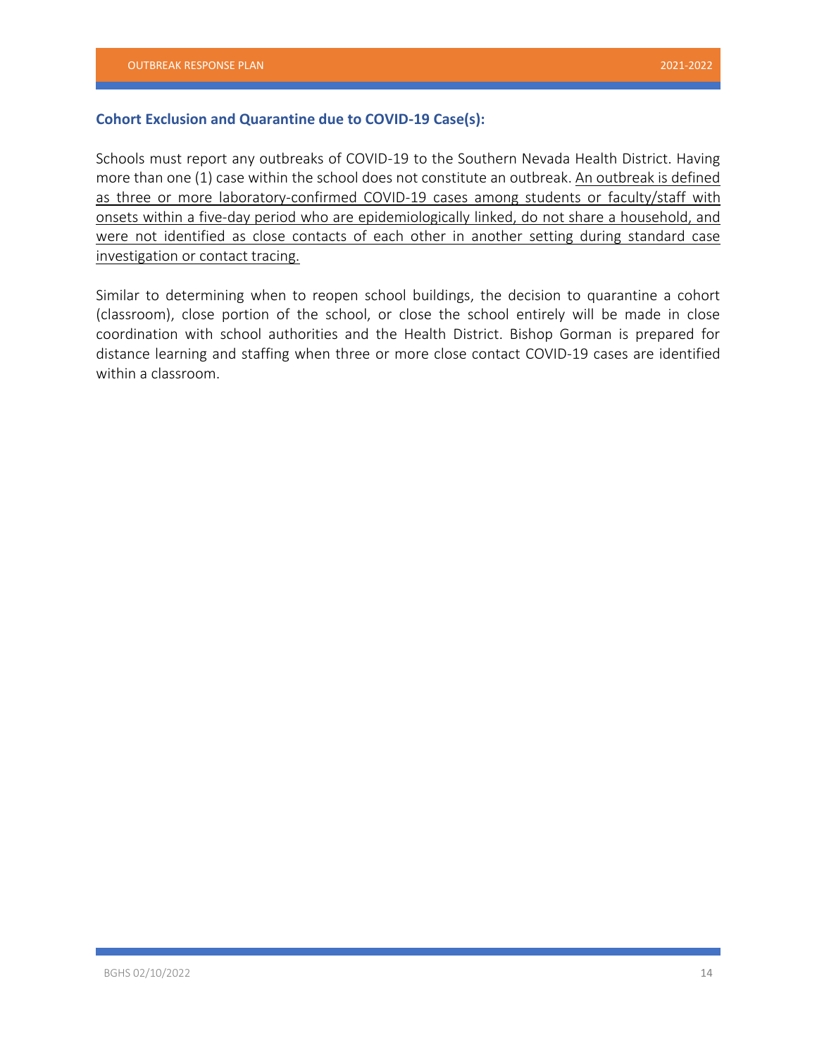### Cohort Exclusion and Quarantine due to COVID-19 Case(s):

Schools must report any outbreaks of COVID-19 to the Southern Nevada Health District. Having more than one (1) case within the school does not constitute an outbreak. An outbreak is defined as three or more laboratory-confirmed COVID-19 cases among students or faculty/staff with onsets within a five-day period who are epidemiologically linked, do not share a household, and were not identified as close contacts of each other in another setting during standard case investigation or contact tracing.

Similar to determining when to reopen school buildings, the decision to quarantine a cohort (classroom), close portion of the school, or close the school entirely will be made in close coordination with school authorities and the Health District. Bishop Gorman is prepared for distance learning and staffing when three or more close contact COVID-19 cases are identified within a classroom.